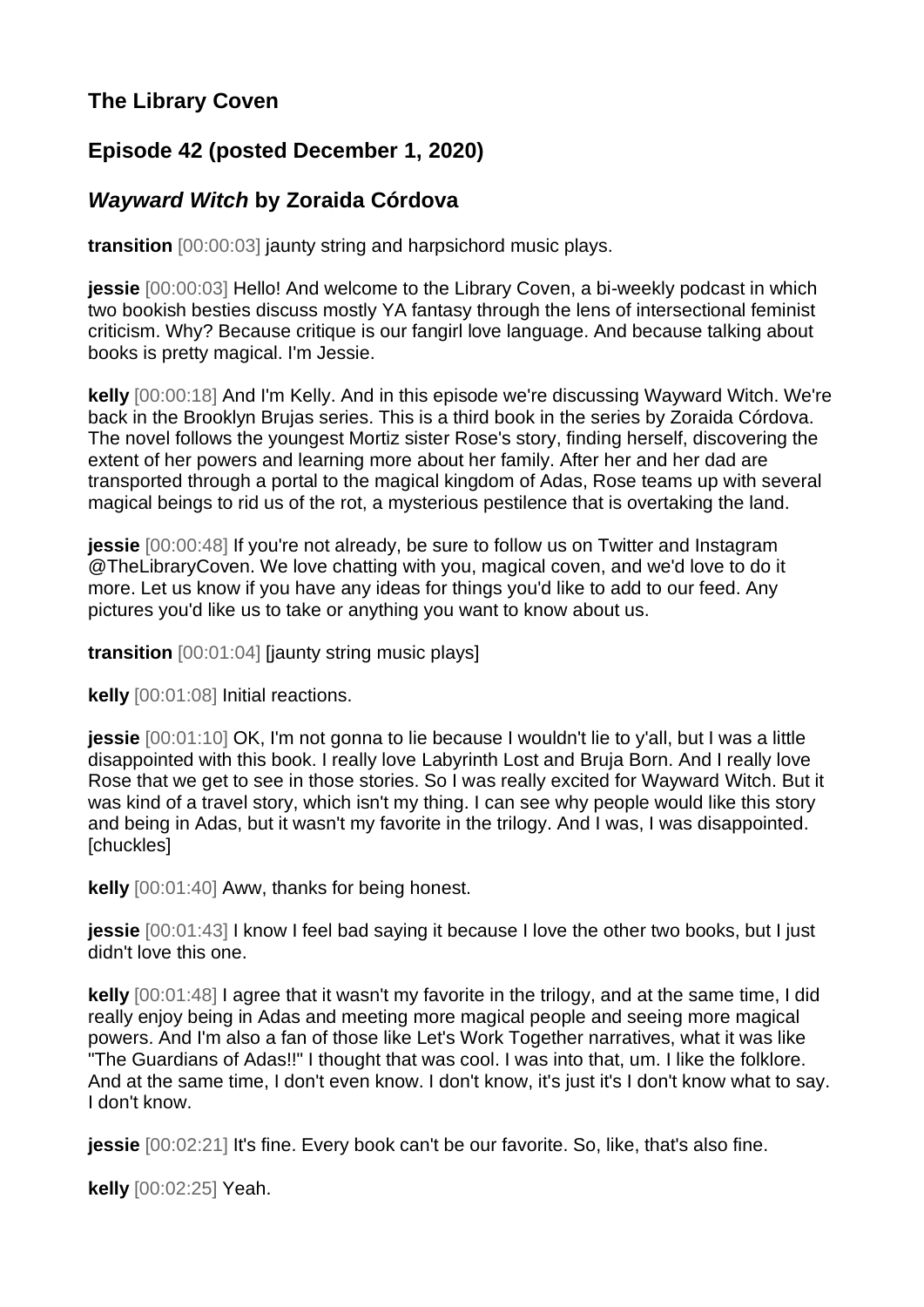## The Library Coven

## Episode 42 (posted December 1, 2020)

## *Wayward Witch* by Zoraida Córdova

**transition** [00:00:03] jaunty string and harpsichord music plays.

**jessie** [00:00:03] Hello! And welcome to the Library Coven, a bi-weekly podcast in which two bookish besties discuss mostly YA fantasy through the lens of intersectional feminist criticism. Why? Because critique is our fangirl love language. And because talking about books is pretty magical. I'm Jessie.

**kelly** [00:00:18] And I'm Kelly. And in this episode we're discussing Wayward Witch. We're back in the Brooklyn Brujas series. This is a third book in the series by Zoraida Córdova. The novel follows the youngest Mortiz sister Rose's story, finding herself, discovering the extent of her powers and learning more about her family. After her and her dad are transported through a portal to the magical kingdom of Adas, Rose teams up with several magical beings to rid us of the rot, a mysterious pestilence that is overtaking the land.

**jessie** [00:00:48] If you're not already, be sure to follow us on Twitter and Instagram @TheLibraryCoven. We love chatting with you, magical coven, and we'd love to do it more. Let us know if you have any ideas for things you'd like to add to our feed. Any pictures you'd like us to take or anything you want to know about us.

**transition** [00:01:04] [jaunty string music plays]

**kelly** [00:01:08] Initial reactions.

**jessie** [00:01:10] OK, I'm not gonna to lie because I wouldn't lie to y'all, but I was a little disappointed with this book. I really love Labyrinth Lost and Bruja Born. And I really love Rose that we get to see in those stories. So I was really excited for Wayward Witch. But it was kind of a travel story, which isn't my thing. I can see why people would like this story and being in Adas, but it wasn't my favorite in the trilogy. And I was, I was disappointed. [chuckles]

**kelly** [00:01:40] Aww, thanks for being honest.

**jessie** [00:01:43] I know I feel bad saying it because I love the other two books, but I just didn't love this one.

**kelly** [00:01:48] I agree that it wasn't my favorite in the trilogy, and at the same time, I did really enjoy being in Adas and meeting more magical people and seeing more magical powers. And I'm also a fan of those like Let's Work Together narratives, what it was like "The Guardians of Adas!!" I thought that was cool. I was into that, um. I like the folklore. And at the same time, I don't even know. I don't know, it's just it's I don't know what to say. I don't know.

**jessie** [00:02:21] It's fine. Every book can't be our favorite. So, like, that's also fine.

**kelly** [00:02:25] Yeah.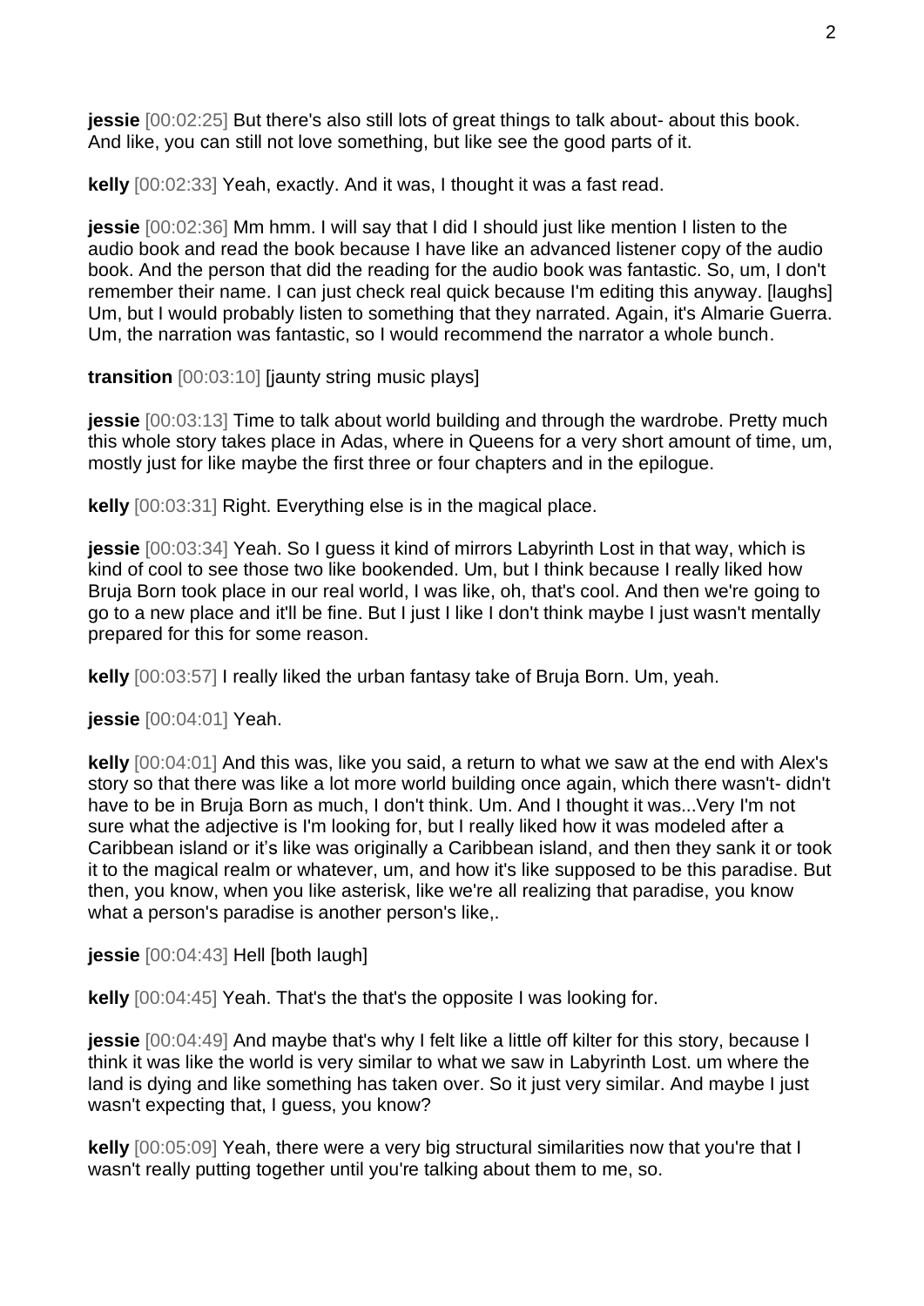**jessie** [00:02:25] But there's also still lots of great things to talk about- about this book. And like, you can still not love something, but like see the good parts of it.

**kelly** [00:02:33] Yeah, exactly. And it was, I thought it was a fast read.

**jessie** [00:02:36] Mm hmm. I will say that I did I should just like mention I listen to the audio book and read the book because I have like an advanced listener copy of the audio book. And the person that did the reading for the audio book was fantastic. So, um, I don't remember their name. I can just check real quick because I'm editing this anyway. [laughs] Um, but I would probably listen to something that they narrated. Again, it's Almarie Guerra. Um, the narration was fantastic, so I would recommend the narrator a whole bunch.

**transition** [00:03:10] [jaunty string music plays]

**jessie** [00:03:13] Time to talk about world building and through the wardrobe. Pretty much this whole story takes place in Adas, where in Queens for a very short amount of time, um, mostly just for like maybe the first three or four chapters and in the epilogue.

**kelly** [00:03:31] Right. Everything else is in the magical place.

**jessie** [00:03:34] Yeah. So I guess it kind of mirrors Labyrinth Lost in that way, which is kind of cool to see those two like bookended. Um, but I think because I really liked how Bruja Born took place in our real world, I was like, oh, that's cool. And then we're going to go to a new place and it'll be fine. But I just I like I don't think maybe I just wasn't mentally prepared for this for some reason.

**kelly** [00:03:57] I really liked the urban fantasy take of Bruja Born. Um, yeah.

**jessie** [00:04:01] Yeah.

**kelly** [00:04:01] And this was, like you said, a return to what we saw at the end with Alex's story so that there was like a lot more world building once again, which there wasn't- didn't have to be in Bruja Born as much, I don't think. Um. And I thought it was...Very I'm not sure what the adjective is I'm looking for, but I really liked how it was modeled after a Caribbean island or it's like was originally a Caribbean island, and then they sank it or took it to the magical realm or whatever, um, and how it's like supposed to be this paradise. But then, you know, when you like asterisk, like we're all realizing that paradise, you know what a person's paradise is another person's like,.

**jessie** [00:04:43] Hell [both laugh]

**kelly** [00:04:45] Yeah. That's the that's the opposite I was looking for.

**jessie** [00:04:49] And maybe that's why I felt like a little off kilter for this story, because I think it was like the world is very similar to what we saw in Labyrinth Lost. um where the land is dying and like something has taken over. So it just very similar. And maybe I just wasn't expecting that, I guess, you know?

**kelly** [00:05:09] Yeah, there were a very big structural similarities now that you're that I wasn't really putting together until you're talking about them to me, so.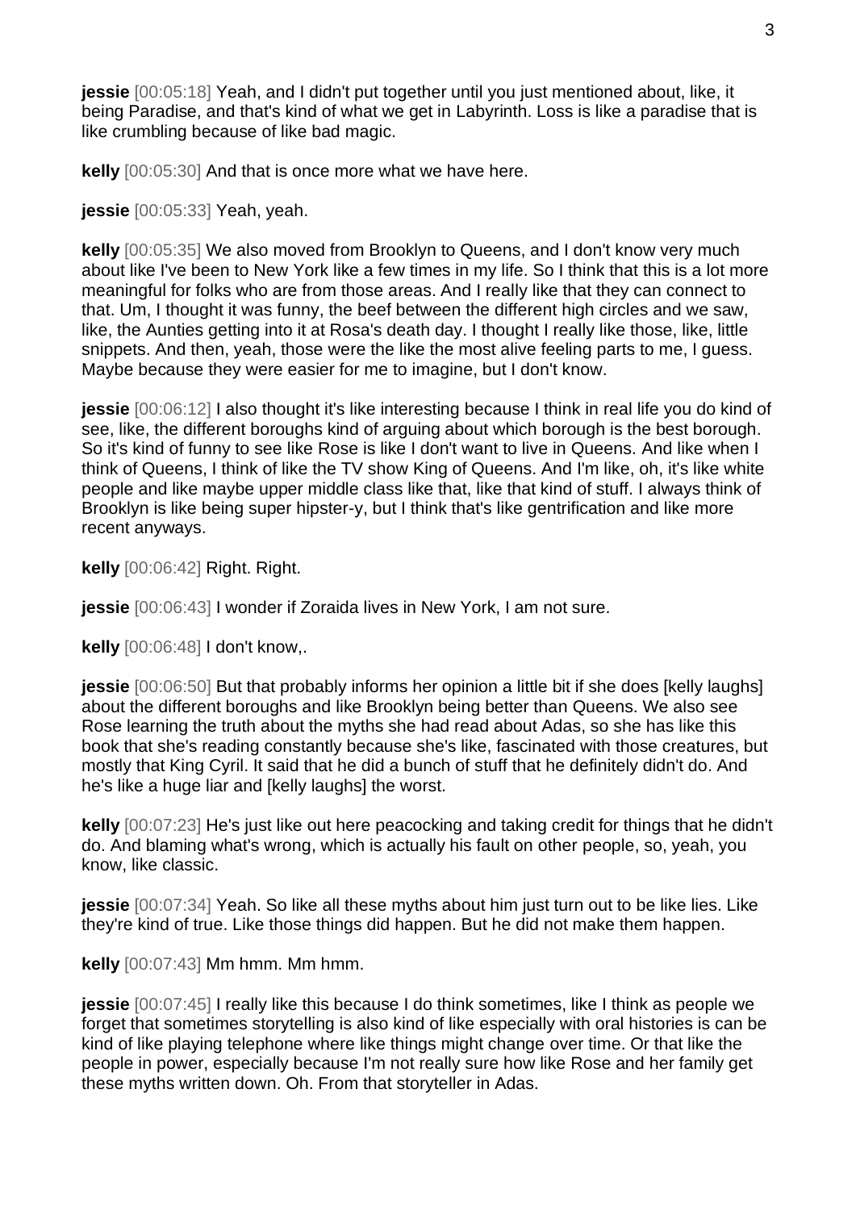**jessie** [00:05:18] Yeah, and I didn't put together until you just mentioned about, like, it being Paradise, and that's kind of what we get in Labyrinth. Loss is like a paradise that is like crumbling because of like bad magic.

**kelly** [00:05:30] And that is once more what we have here.

**jessie** [00:05:33] Yeah, yeah.

**kelly** [00:05:35] We also moved from Brooklyn to Queens, and I don't know very much about like I've been to New York like a few times in my life. So I think that this is a lot more meaningful for folks who are from those areas. And I really like that they can connect to that. Um, I thought it was funny, the beef between the different high circles and we saw, like, the Aunties getting into it at Rosa's death day. I thought I really like those, like, little snippets. And then, yeah, those were the like the most alive feeling parts to me, I guess. Maybe because they were easier for me to imagine, but I don't know.

**jessie** [00:06:12] I also thought it's like interesting because I think in real life you do kind of see, like, the different boroughs kind of arguing about which borough is the best borough. So it's kind of funny to see like Rose is like I don't want to live in Queens. And like when I think of Queens, I think of like the TV show King of Queens. And I'm like, oh, it's like white people and like maybe upper middle class like that, like that kind of stuff. I always think of Brooklyn is like being super hipster-y, but I think that's like gentrification and like more recent anyways.

**kelly** [00:06:42] Right. Right.

**jessie** [00:06:43] I wonder if Zoraida lives in New York, I am not sure.

**kelly** [00:06:48] I don't know,.

**jessie** [00:06:50] But that probably informs her opinion a little bit if she does [kelly laughs] about the different boroughs and like Brooklyn being better than Queens. We also see Rose learning the truth about the myths she had read about Adas, so she has like this book that she's reading constantly because she's like, fascinated with those creatures, but mostly that King Cyril. It said that he did a bunch of stuff that he definitely didn't do. And he's like a huge liar and [kelly laughs] the worst.

**kelly** [00:07:23] He's just like out here peacocking and taking credit for things that he didn't do. And blaming what's wrong, which is actually his fault on other people, so, yeah, you know, like classic.

**jessie** [00:07:34] Yeah. So like all these myths about him just turn out to be like lies. Like they're kind of true. Like those things did happen. But he did not make them happen.

**kelly** [00:07:43] Mm hmm. Mm hmm.

**jessie** [00:07:45] I really like this because I do think sometimes, like I think as people we forget that sometimes storytelling is also kind of like especially with oral histories is can be kind of like playing telephone where like things might change over time. Or that like the people in power, especially because I'm not really sure how like Rose and her family get these myths written down. Oh. From that storyteller in Adas.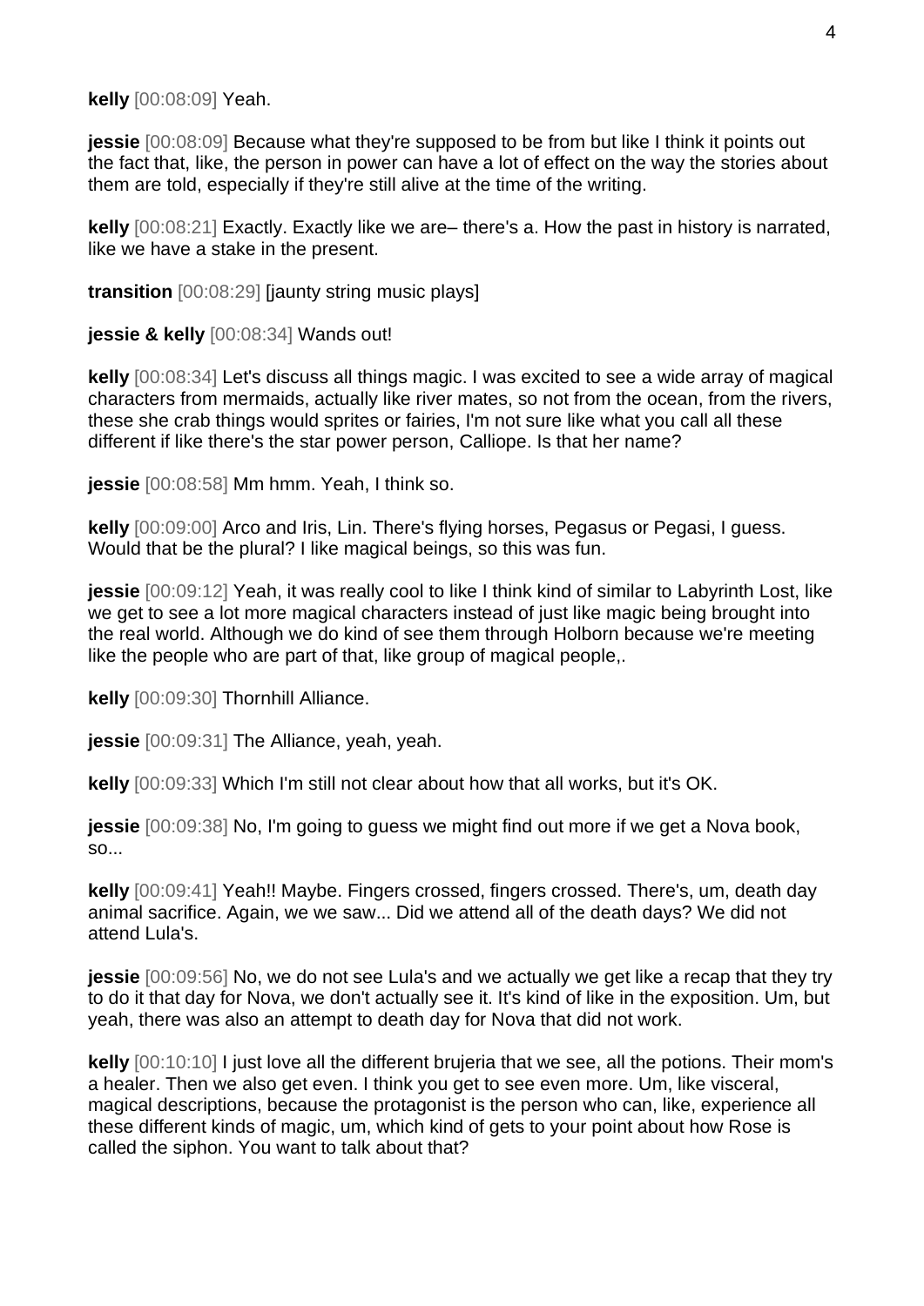**kelly** [00:08:09] Yeah.

**jessie** [00:08:09] Because what they're supposed to be from but like I think it points out the fact that, like, the person in power can have a lot of effect on the way the stories about them are told, especially if they're still alive at the time of the writing.

**kelly** [00:08:21] Exactly. Exactly like we are– there's a. How the past in history is narrated, like we have a stake in the present.

**transition** [00:08:29] [jaunty string music plays]

**jessie & kelly** [00:08:34] Wands out!

**kelly** [00:08:34] Let's discuss all things magic. I was excited to see a wide array of magical characters from mermaids, actually like river mates, so not from the ocean, from the rivers, these she crab things would sprites or fairies, I'm not sure like what you call all these different if like there's the star power person, Calliope. Is that her name?

**jessie** [00:08:58] Mm hmm. Yeah, I think so.

**kelly** [00:09:00] Arco and Iris, Lin. There's flying horses, Pegasus or Pegasi, I guess. Would that be the plural? I like magical beings, so this was fun.

**jessie** [00:09:12] Yeah, it was really cool to like I think kind of similar to Labyrinth Lost, like we get to see a lot more magical characters instead of just like magic being brought into the real world. Although we do kind of see them through Holborn because we're meeting like the people who are part of that, like group of magical people,.

**kelly** [00:09:30] Thornhill Alliance.

**jessie** [00:09:31] The Alliance, yeah, yeah.

**kelly** [00:09:33] Which I'm still not clear about how that all works, but it's OK.

**jessie** [00:09:38] No, I'm going to guess we might find out more if we get a Nova book, so...

**kelly** [00:09:41] Yeah!! Maybe. Fingers crossed, fingers crossed. There's, um, death day animal sacrifice. Again, we we saw... Did we attend all of the death days? We did not attend Lula's.

**jessie** [00:09:56] No, we do not see Lula's and we actually we get like a recap that they try to do it that day for Nova, we don't actually see it. It's kind of like in the exposition. Um, but yeah, there was also an attempt to death day for Nova that did not work.

**kelly** [00:10:10] I just love all the different brujeria that we see, all the potions. Their mom's a healer. Then we also get even. I think you get to see even more. Um, like visceral, magical descriptions, because the protagonist is the person who can, like, experience all these different kinds of magic, um, which kind of gets to your point about how Rose is called the siphon. You want to talk about that?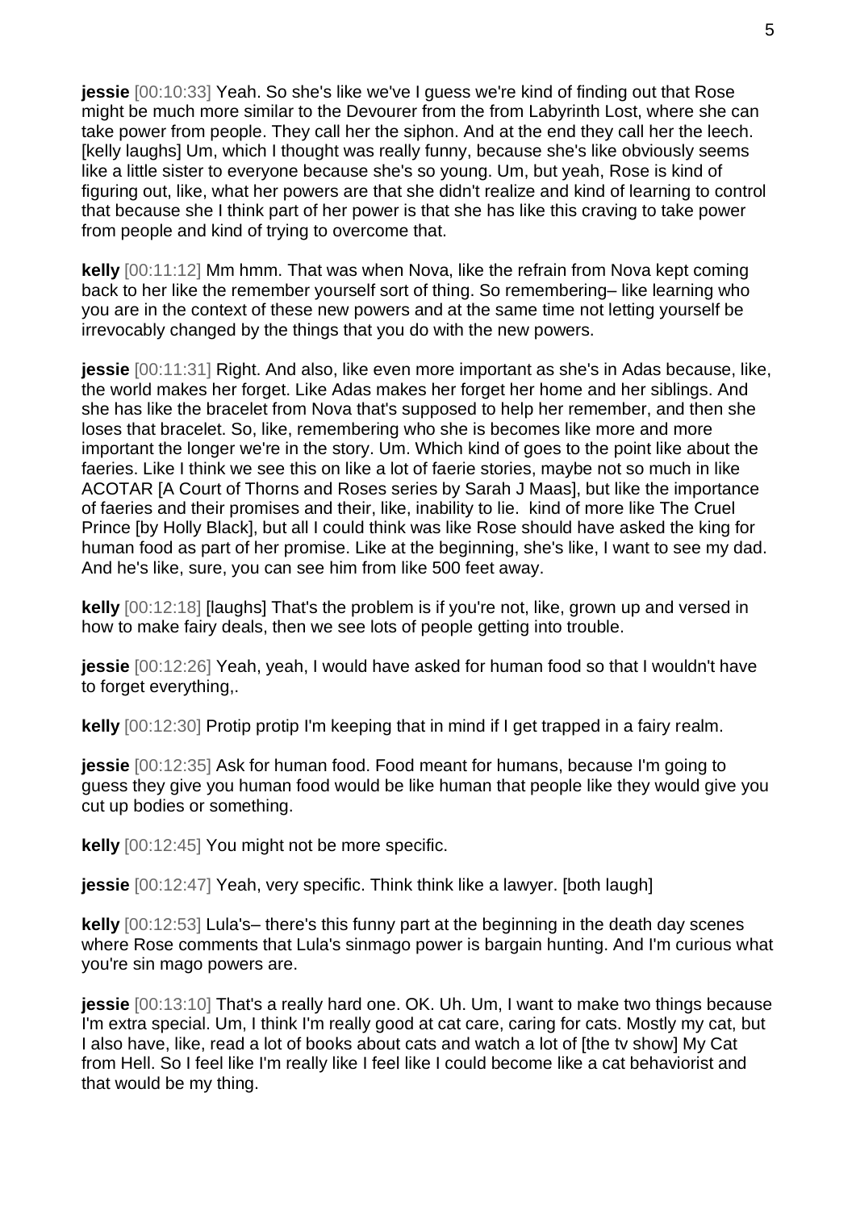**jessie** [00:10:33] Yeah. So she's like we've I guess we're kind of finding out that Rose might be much more similar to the Devourer from the from Labyrinth Lost, where she can take power from people. They call her the siphon. And at the end they call her the leech. [kelly laughs] Um, which I thought was really funny, because she's like obviously seems like a little sister to everyone because she's so young. Um, but yeah, Rose is kind of figuring out, like, what her powers are that she didn't realize and kind of learning to control that because she I think part of her power is that she has like this craving to take power from people and kind of trying to overcome that.

**kelly** [00:11:12] Mm hmm. That was when Nova, like the refrain from Nova kept coming back to her like the remember yourself sort of thing. So remembering– like learning who you are in the context of these new powers and at the same time not letting yourself be irrevocably changed by the things that you do with the new powers.

**jessie** [00:11:31] Right. And also, like even more important as she's in Adas because, like, the world makes her forget. Like Adas makes her forget her home and her siblings. And she has like the bracelet from Nova that's supposed to help her remember, and then she loses that bracelet. So, like, remembering who she is becomes like more and more important the longer we're in the story. Um. Which kind of goes to the point like about the faeries. Like I think we see this on like a lot of faerie stories, maybe not so much in like ACOTAR [A Court of Thorns and Roses series by Sarah J Maas], but like the importance of faeries and their promises and their, like, inability to lie. kind of more like The Cruel Prince [by Holly Black], but all I could think was like Rose should have asked the king for human food as part of her promise. Like at the beginning, she's like, I want to see my dad. And he's like, sure, you can see him from like 500 feet away.

**kelly** [00:12:18] [laughs] That's the problem is if you're not, like, grown up and versed in how to make fairy deals, then we see lots of people getting into trouble.

**jessie** [00:12:26] Yeah, yeah, I would have asked for human food so that I wouldn't have to forget everything,.

**kelly** [00:12:30] Protip protip I'm keeping that in mind if I get trapped in a fairy realm.

**jessie** [00:12:35] Ask for human food. Food meant for humans, because I'm going to guess they give you human food would be like human that people like they would give you cut up bodies or something.

**kelly** [00:12:45] You might not be more specific.

**jessie** [00:12:47] Yeah, very specific. Think think like a lawyer. [both laugh]

**kelly** [00:12:53] Lula's– there's this funny part at the beginning in the death day scenes where Rose comments that Lula's sinmago power is bargain hunting. And I'm curious what you're sin mago powers are.

**jessie** [00:13:10] That's a really hard one. OK. Uh. Um, I want to make two things because I'm extra special. Um, I think I'm really good at cat care, caring for cats. Mostly my cat, but I also have, like, read a lot of books about cats and watch a lot of [the tv show] My Cat from Hell. So I feel like I'm really like I feel like I could become like a cat behaviorist and that would be my thing.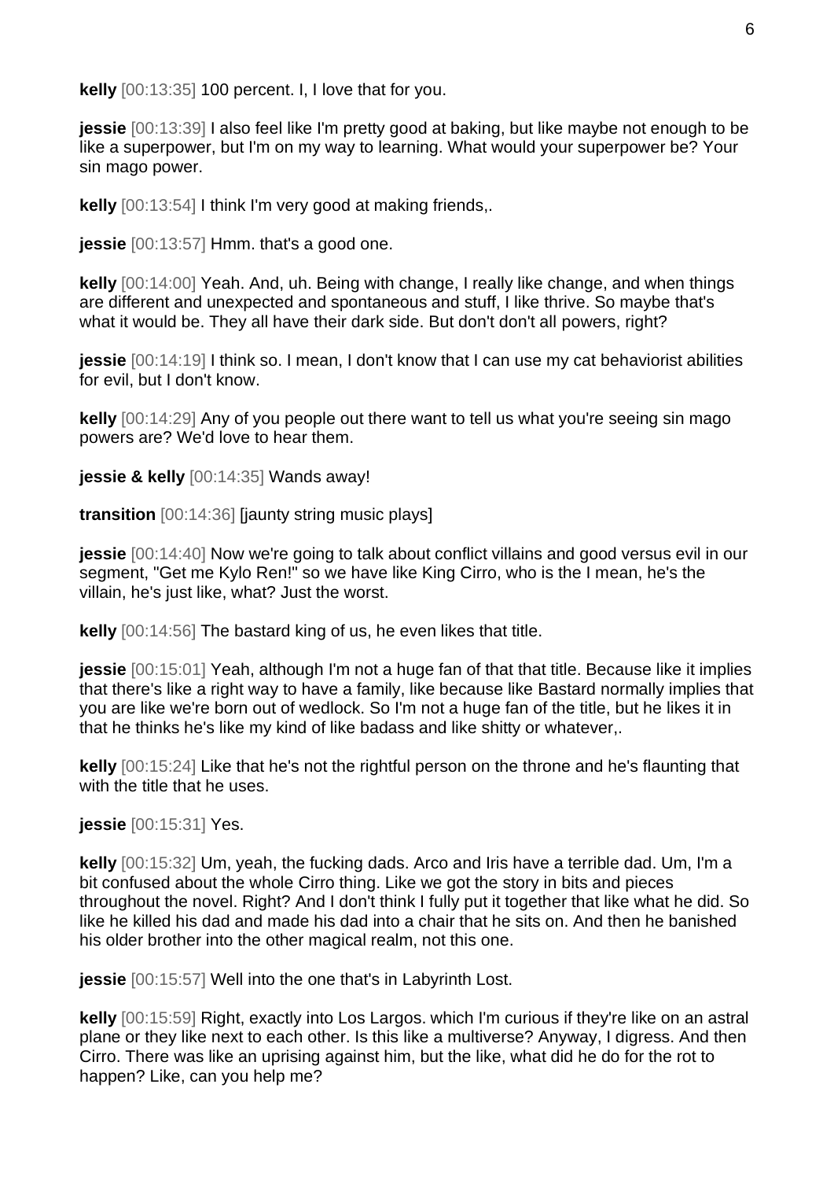**kelly** [00:13:35] 100 percent. I, I love that for you.

**jessie** [00:13:39] I also feel like I'm pretty good at baking, but like maybe not enough to be like a superpower, but I'm on my way to learning. What would your superpower be? Your sin mago power.

**kelly** [00:13:54] I think I'm very good at making friends,.

**jessie** [00:13:57] Hmm. that's a good one.

**kelly** [00:14:00] Yeah. And, uh. Being with change, I really like change, and when things are different and unexpected and spontaneous and stuff, I like thrive. So maybe that's what it would be. They all have their dark side. But don't don't all powers, right?

**jessie** [00:14:19] I think so. I mean, I don't know that I can use my cat behaviorist abilities for evil, but I don't know.

**kelly** [00:14:29] Any of you people out there want to tell us what you're seeing sin mago powers are? We'd love to hear them.

**jessie & kelly** [00:14:35] Wands away!

**transition** [00:14:36] [jaunty string music plays]

**jessie** [00:14:40] Now we're going to talk about conflict villains and good versus evil in our segment, "Get me Kylo Ren!" so we have like King Cirro, who is the I mean, he's the villain, he's just like, what? Just the worst.

**kelly** [00:14:56] The bastard king of us, he even likes that title.

**jessie** [00:15:01] Yeah, although I'm not a huge fan of that that title. Because like it implies that there's like a right way to have a family, like because like Bastard normally implies that you are like we're born out of wedlock. So I'm not a huge fan of the title, but he likes it in that he thinks he's like my kind of like badass and like shitty or whatever,.

**kelly** [00:15:24] Like that he's not the rightful person on the throne and he's flaunting that with the title that he uses.

**jessie** [00:15:31] Yes.

**kelly** [00:15:32] Um, yeah, the fucking dads. Arco and Iris have a terrible dad. Um, I'm a bit confused about the whole Cirro thing. Like we got the story in bits and pieces throughout the novel. Right? And I don't think I fully put it together that like what he did. So like he killed his dad and made his dad into a chair that he sits on. And then he banished his older brother into the other magical realm, not this one.

**jessie** [00:15:57] Well into the one that's in Labyrinth Lost.

**kelly** [00:15:59] Right, exactly into Los Largos. which I'm curious if they're like on an astral plane or they like next to each other. Is this like a multiverse? Anyway, I digress. And then Cirro. There was like an uprising against him, but the like, what did he do for the rot to happen? Like, can you help me?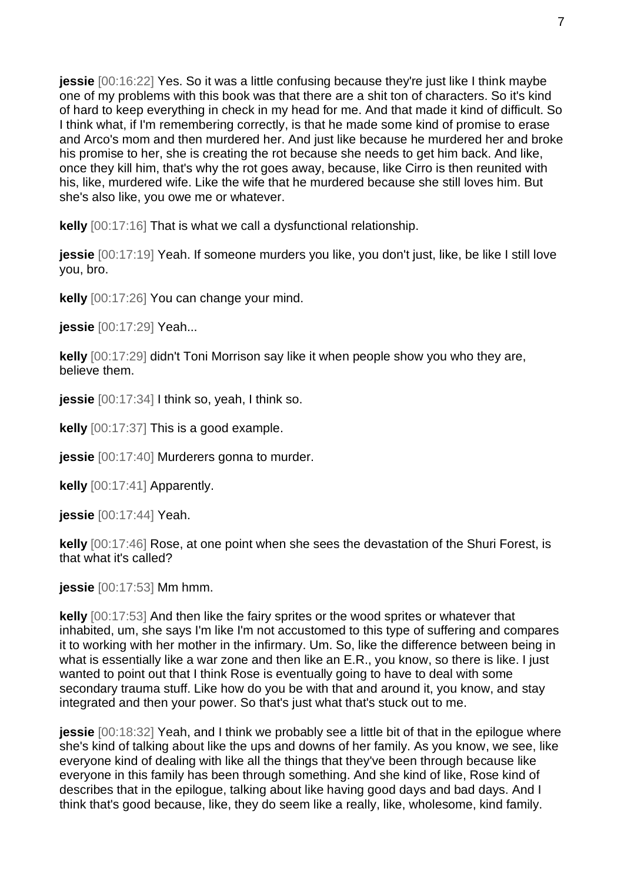**jessie** [00:16:22] Yes. So it was a little confusing because they're just like I think maybe one of my problems with this book was that there are a shit ton of characters. So it's kind of hard to keep everything in check in my head for me. And that made it kind of difficult. So I think what, if I'm remembering correctly, is that he made some kind of promise to erase and Arco's mom and then murdered her. And just like because he murdered her and broke his promise to her, she is creating the rot because she needs to get him back. And like, once they kill him, that's why the rot goes away, because, like Cirro is then reunited with his, like, murdered wife. Like the wife that he murdered because she still loves him. But she's also like, you owe me or whatever.

**kelly** [00:17:16] That is what we call a dysfunctional relationship.

**jessie** [00:17:19] Yeah. If someone murders you like, you don't just, like, be like I still love you, bro.

**kelly** [00:17:26] You can change your mind.

**jessie** [00:17:29] Yeah...

**kelly** [00:17:29] didn't Toni Morrison say like it when people show you who they are, believe them.

**jessie** [00:17:34] I think so, yeah, I think so.

**kelly** [00:17:37] This is a good example.

**jessie** [00:17:40] Murderers gonna to murder.

**kelly** [00:17:41] Apparently.

**jessie** [00:17:44] Yeah.

**kelly** [00:17:46] Rose, at one point when she sees the devastation of the Shuri Forest, is that what it's called?

**jessie** [00:17:53] Mm hmm.

**kelly** [00:17:53] And then like the fairy sprites or the wood sprites or whatever that inhabited, um, she says I'm like I'm not accustomed to this type of suffering and compares it to working with her mother in the infirmary. Um. So, like the difference between being in what is essentially like a war zone and then like an E.R., you know, so there is like. I just wanted to point out that I think Rose is eventually going to have to deal with some secondary trauma stuff. Like how do you be with that and around it, you know, and stay integrated and then your power. So that's just what that's stuck out to me.

**jessie** [00:18:32] Yeah, and I think we probably see a little bit of that in the epilogue where she's kind of talking about like the ups and downs of her family. As you know, we see, like everyone kind of dealing with like all the things that they've been through because like everyone in this family has been through something. And she kind of like, Rose kind of describes that in the epilogue, talking about like having good days and bad days. And I think that's good because, like, they do seem like a really, like, wholesome, kind family.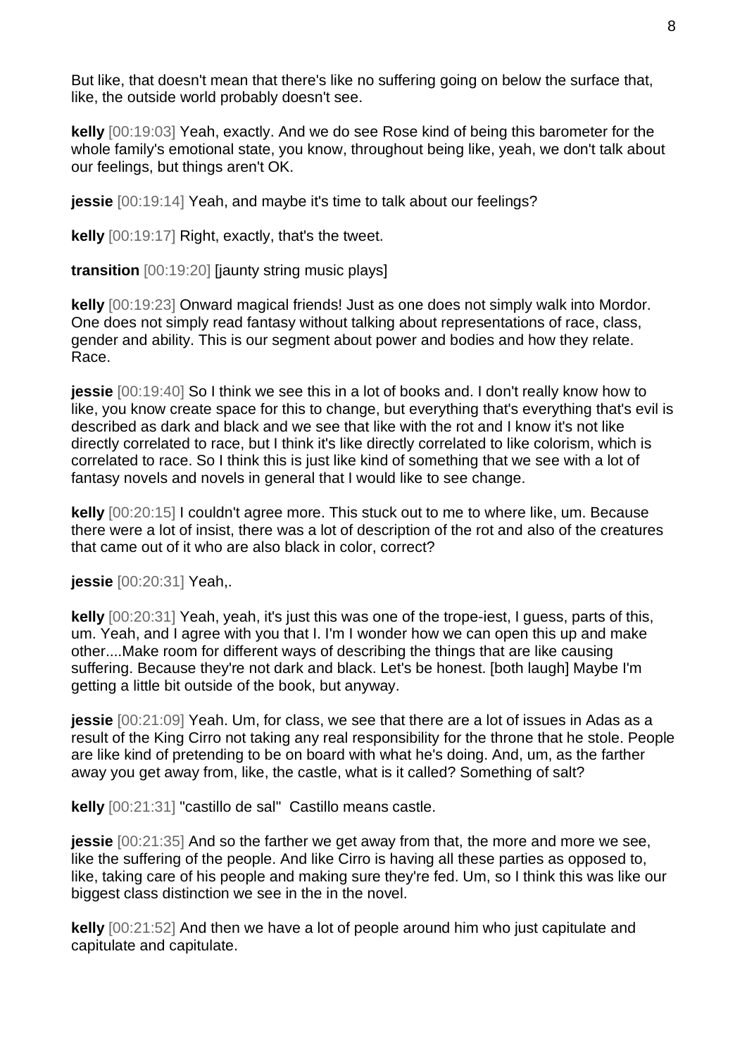But like, that doesn't mean that there's like no suffering going on below the surface that, like, the outside world probably doesn't see.

**kelly** [00:19:03] Yeah, exactly. And we do see Rose kind of being this barometer for the whole family's emotional state, you know, throughout being like, yeah, we don't talk about our feelings, but things aren't OK.

**jessie** [00:19:14] Yeah, and maybe it's time to talk about our feelings?

**kelly** [00:19:17] Right, exactly, that's the tweet.

**transition** [00:19:20] [jaunty string music plays]

**kelly** [00:19:23] Onward magical friends! Just as one does not simply walk into Mordor. One does not simply read fantasy without talking about representations of race, class, gender and ability. This is our segment about power and bodies and how they relate. Race.

**jessie** [00:19:40] So I think we see this in a lot of books and. I don't really know how to like, you know create space for this to change, but everything that's everything that's evil is described as dark and black and we see that like with the rot and I know it's not like directly correlated to race, but I think it's like directly correlated to like colorism, which is correlated to race. So I think this is just like kind of something that we see with a lot of fantasy novels and novels in general that I would like to see change.

**kelly** [00:20:15] I couldn't agree more. This stuck out to me to where like, um. Because there were a lot of insist, there was a lot of description of the rot and also of the creatures that came out of it who are also black in color, correct?

**jessie** [00:20:31] Yeah,.

**kelly** [00:20:31] Yeah, yeah, it's just this was one of the trope-iest, I guess, parts of this, um. Yeah, and I agree with you that I. I'm I wonder how we can open this up and make other....Make room for different ways of describing the things that are like causing suffering. Because they're not dark and black. Let's be honest. [both laugh] Maybe I'm getting a little bit outside of the book, but anyway.

**jessie** [00:21:09] Yeah. Um, for class, we see that there are a lot of issues in Adas as a result of the King Cirro not taking any real responsibility for the throne that he stole. People are like kind of pretending to be on board with what he's doing. And, um, as the farther away you get away from, like, the castle, what is it called? Something of salt?

**kelly** [00:21:31] "castillo de sal"  Castillo means castle.

**jessie** [00:21:35] And so the farther we get away from that, the more and more we see, like the suffering of the people. And like Cirro is having all these parties as opposed to, like, taking care of his people and making sure they're fed. Um, so I think this was like our biggest class distinction we see in the in the novel.

**kelly** [00:21:52] And then we have a lot of people around him who just capitulate and capitulate and capitulate.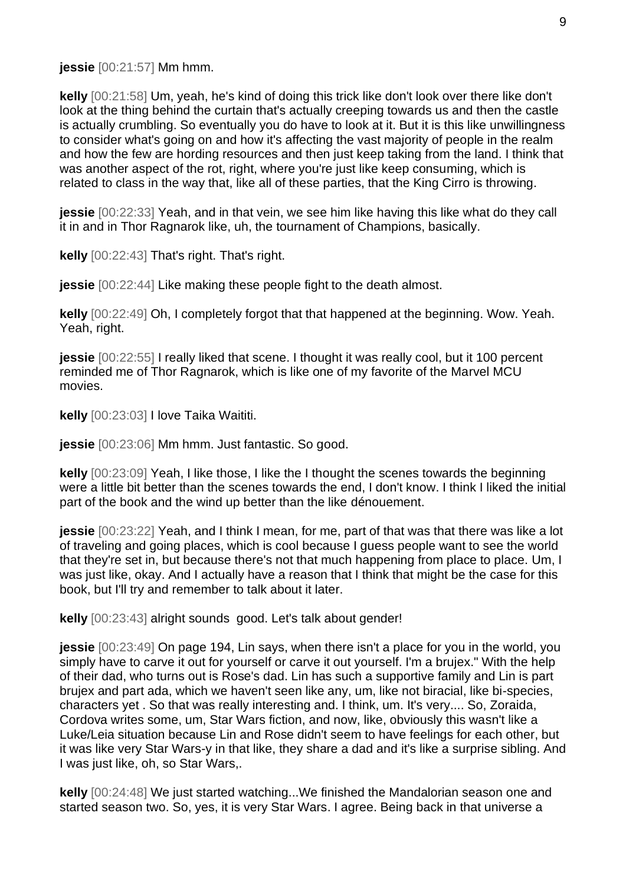**jessie** [00:21:57] Mm hmm.

**kelly** [00:21:58] Um, yeah, he's kind of doing this trick like don't look over there like don't look at the thing behind the curtain that's actually creeping towards us and then the castle is actually crumbling. So eventually you do have to look at it. But it is this like unwillingness to consider what's going on and how it's affecting the vast majority of people in the realm and how the few are hording resources and then just keep taking from the land. I think that was another aspect of the rot, right, where you're just like keep consuming, which is related to class in the way that, like all of these parties, that the King Cirro is throwing.

**jessie** [00:22:33] Yeah, and in that vein, we see him like having this like what do they call it in and in Thor Ragnarok like, uh, the tournament of Champions, basically.

**kelly** [00:22:43] That's right. That's right.

**jessie** [00:22:44] Like making these people fight to the death almost.

**kelly** [00:22:49] Oh, I completely forgot that that happened at the beginning. Wow. Yeah. Yeah, right.

**jessie** [00:22:55] I really liked that scene. I thought it was really cool, but it 100 percent reminded me of Thor Ragnarok, which is like one of my favorite of the Marvel MCU movies.

**kelly** [00:23:03] I love Taika Waititi.

**jessie** [00:23:06] Mm hmm. Just fantastic. So good.

**kelly** [00:23:09] Yeah, I like those, I like the I thought the scenes towards the beginning were a little bit better than the scenes towards the end, I don't know. I think I liked the initial part of the book and the wind up better than the like dénouement.

**jessie** [00:23:22] Yeah, and I think I mean, for me, part of that was that there was like a lot of traveling and going places, which is cool because I guess people want to see the world that they're set in, but because there's not that much happening from place to place. Um, I was just like, okay. And I actually have a reason that I think that might be the case for this book, but I'll try and remember to talk about it later.

**kelly** [00:23:43] alright sounds good. Let's talk about gender!

**jessie** [00:23:49] On page 194, Lin says, when there isn't a place for you in the world, you simply have to carve it out for yourself or carve it out yourself. I'm a brujex." With the help of their dad, who turns out is Rose's dad. Lin has such a supportive family and Lin is part brujex and part ada, which we haven't seen like any, um, like not biracial, like bi-species, characters yet . So that was really interesting and. I think, um. It's very.... So, Zoraida, Cordova writes some, um, Star Wars fiction, and now, like, obviously this wasn't like a Luke/Leia situation because Lin and Rose didn't seem to have feelings for each other, but it was like very Star Wars-y in that like, they share a dad and it's like a surprise sibling. And I was just like, oh, so Star Wars,.

**kelly** [00:24:48] We just started watching...We finished the Mandalorian season one and started season two. So, yes, it is very Star Wars. I agree. Being back in that universe a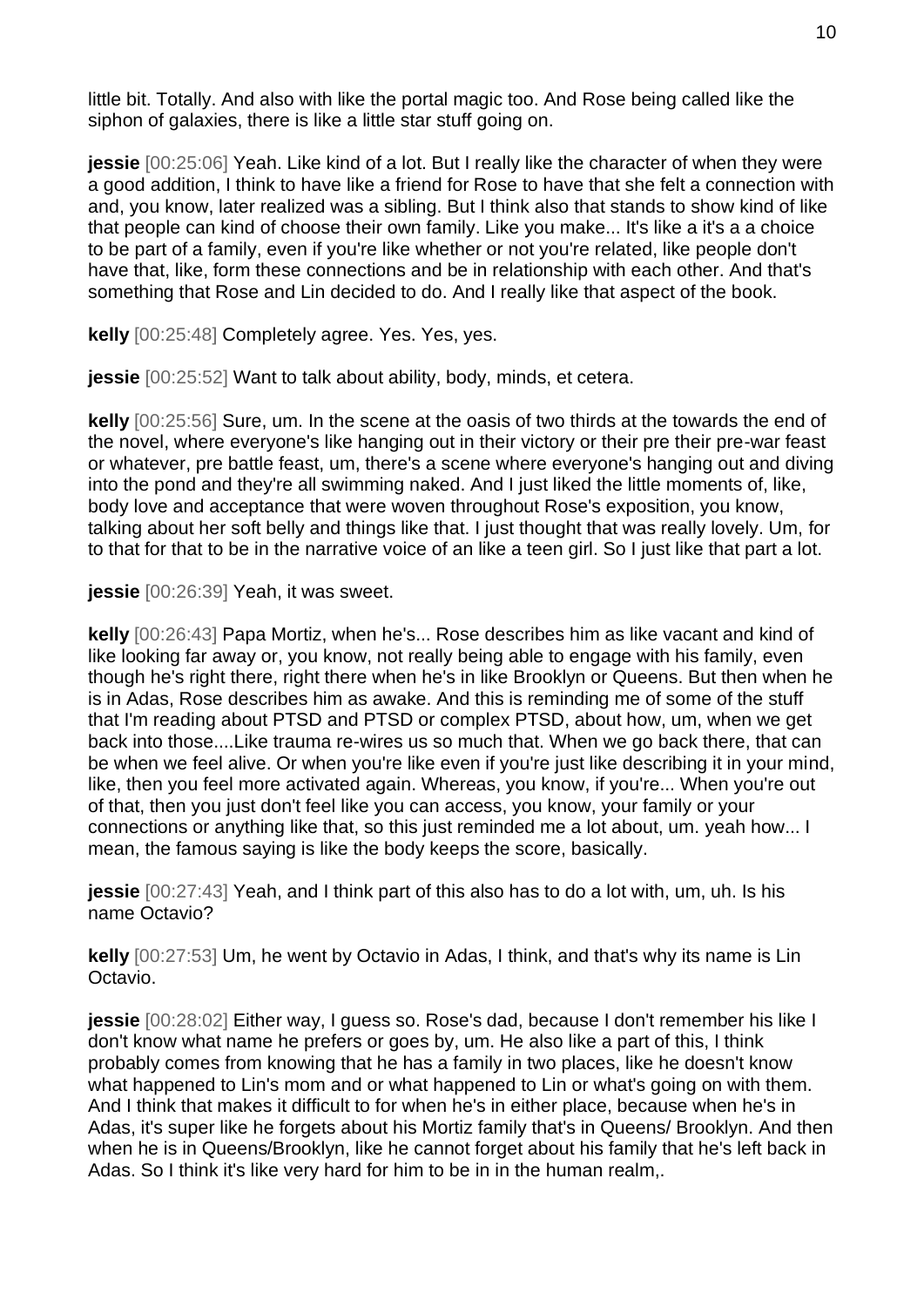little bit. Totally. And also with like the portal magic too. And Rose being called like the siphon of galaxies, there is like a little star stuff going on.

**jessie** [00:25:06] Yeah. Like kind of a lot. But I really like the character of when they were a good addition, I think to have like a friend for Rose to have that she felt a connection with and, you know, later realized was a sibling. But I think also that stands to show kind of like that people can kind of choose their own family. Like you make... It's like a it's a a choice to be part of a family, even if you're like whether or not you're related, like people don't have that, like, form these connections and be in relationship with each other. And that's something that Rose and Lin decided to do. And I really like that aspect of the book.

**kelly** [00:25:48] Completely agree. Yes. Yes, yes.

**jessie** [00:25:52] Want to talk about ability, body, minds, et cetera.

**kelly** [00:25:56] Sure, um. In the scene at the oasis of two thirds at the towards the end of the novel, where everyone's like hanging out in their victory or their pre their pre-war feast or whatever, pre battle feast, um, there's a scene where everyone's hanging out and diving into the pond and they're all swimming naked. And I just liked the little moments of, like, body love and acceptance that were woven throughout Rose's exposition, you know, talking about her soft belly and things like that. I just thought that was really lovely. Um, for to that for that to be in the narrative voice of an like a teen girl. So I just like that part a lot.

**jessie** [00:26:39] Yeah, it was sweet.

**kelly** [00:26:43] Papa Mortiz, when he's... Rose describes him as like vacant and kind of like looking far away or, you know, not really being able to engage with his family, even though he's right there, right there when he's in like Brooklyn or Queens. But then when he is in Adas, Rose describes him as awake. And this is reminding me of some of the stuff that I'm reading about PTSD and PTSD or complex PTSD, about how, um, when we get back into those....Like trauma re-wires us so much that. When we go back there, that can be when we feel alive. Or when you're like even if you're just like describing it in your mind, like, then you feel more activated again. Whereas, you know, if you're... When you're out of that, then you just don't feel like you can access, you know, your family or your connections or anything like that, so this just reminded me a lot about, um. yeah how... I mean, the famous saying is like the body keeps the score, basically.

**jessie** [00:27:43] Yeah, and I think part of this also has to do a lot with, um, uh. Is his name Octavio?

**kelly** [00:27:53] Um, he went by Octavio in Adas, I think, and that's why its name is Lin Octavio.

**jessie** [00:28:02] Either way, I guess so. Rose's dad, because I don't remember his like I don't know what name he prefers or goes by, um. He also like a part of this, I think probably comes from knowing that he has a family in two places, like he doesn't know what happened to Lin's mom and or what happened to Lin or what's going on with them. And I think that makes it difficult to for when he's in either place, because when he's in Adas, it's super like he forgets about his Mortiz family that's in Queens/ Brooklyn. And then when he is in Queens/Brooklyn, like he cannot forget about his family that he's left back in Adas. So I think it's like very hard for him to be in in the human realm,.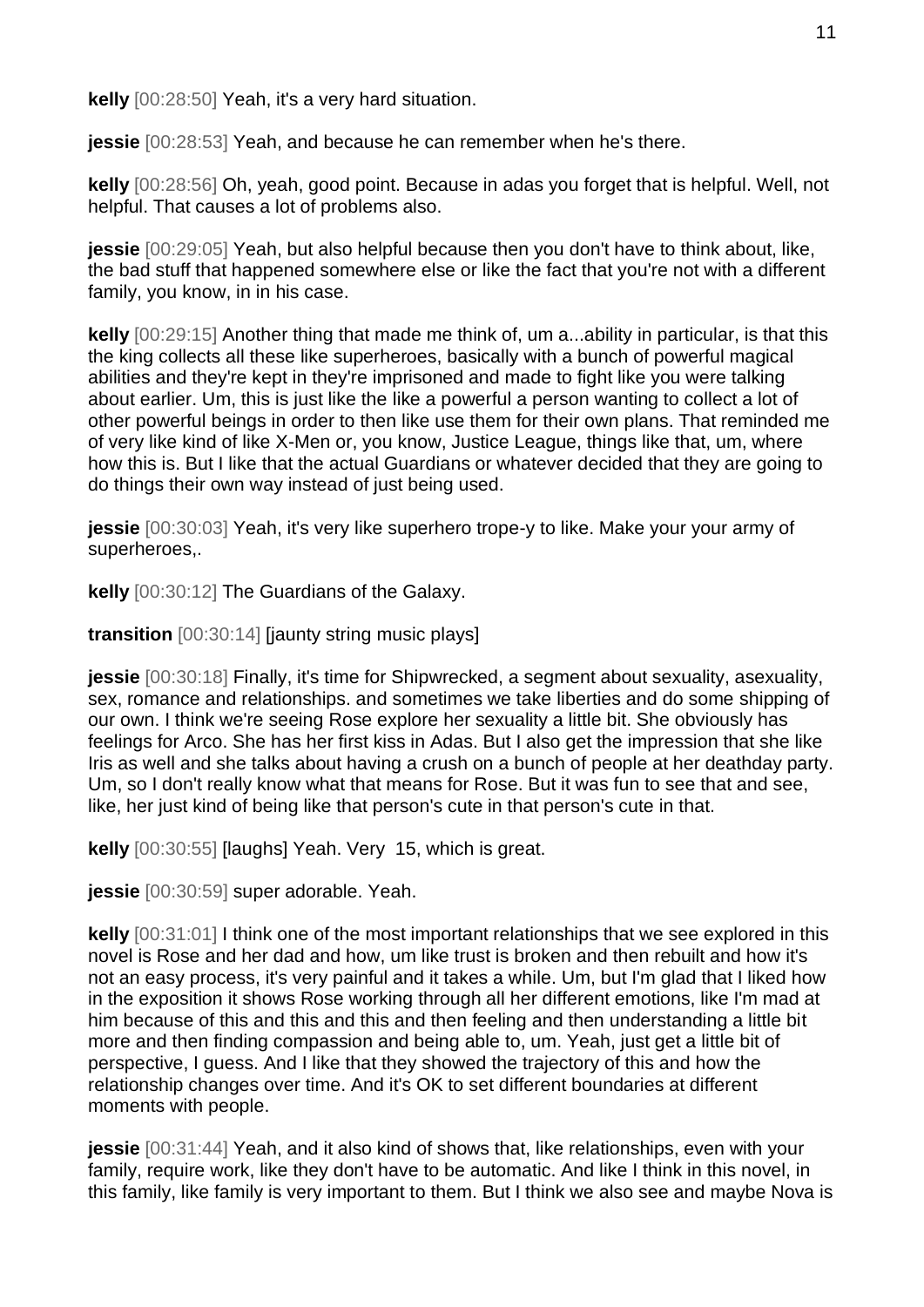**kelly** [00:28:50] Yeah, it's a very hard situation.

**jessie** [00:28:53] Yeah, and because he can remember when he's there.

**kelly** [00:28:56] Oh, yeah, good point. Because in adas you forget that is helpful. Well, not helpful. That causes a lot of problems also.

**jessie** [00:29:05] Yeah, but also helpful because then you don't have to think about, like, the bad stuff that happened somewhere else or like the fact that you're not with a different family, you know, in in his case.

**kelly** [00:29:15] Another thing that made me think of, um a...ability in particular, is that this the king collects all these like superheroes, basically with a bunch of powerful magical abilities and they're kept in they're imprisoned and made to fight like you were talking about earlier. Um, this is just like the like a powerful a person wanting to collect a lot of other powerful beings in order to then like use them for their own plans. That reminded me of very like kind of like X-Men or, you know, Justice League, things like that, um, where how this is. But I like that the actual Guardians or whatever decided that they are going to do things their own way instead of just being used.

**jessie** [00:30:03] Yeah, it's very like superhero trope-y to like. Make your your army of superheroes,.

**kelly** [00:30:12] The Guardians of the Galaxy.

**transition** [00:30:14] [jaunty string music plays]

**jessie** [00:30:18] Finally, it's time for Shipwrecked, a segment about sexuality, asexuality, sex, romance and relationships. and sometimes we take liberties and do some shipping of our own. I think we're seeing Rose explore her sexuality a little bit. She obviously has feelings for Arco. She has her first kiss in Adas. But I also get the impression that she like Iris as well and she talks about having a crush on a bunch of people at her deathday party. Um, so I don't really know what that means for Rose. But it was fun to see that and see, like, her just kind of being like that person's cute in that person's cute in that.

**kelly** [00:30:55] [laughs] Yeah. Very 15, which is great.

**jessie** [00:30:59] super adorable. Yeah.

**kelly** [00:31:01] I think one of the most important relationships that we see explored in this novel is Rose and her dad and how, um like trust is broken and then rebuilt and how it's not an easy process, it's very painful and it takes a while. Um, but I'm glad that I liked how in the exposition it shows Rose working through all her different emotions, like I'm mad at him because of this and this and this and then feeling and then understanding a little bit more and then finding compassion and being able to, um. Yeah, just get a little bit of perspective, I guess. And I like that they showed the trajectory of this and how the relationship changes over time. And it's OK to set different boundaries at different moments with people.

**jessie** [00:31:44] Yeah, and it also kind of shows that, like relationships, even with your family, require work, like they don't have to be automatic. And like I think in this novel, in this family, like family is very important to them. But I think we also see and maybe Nova is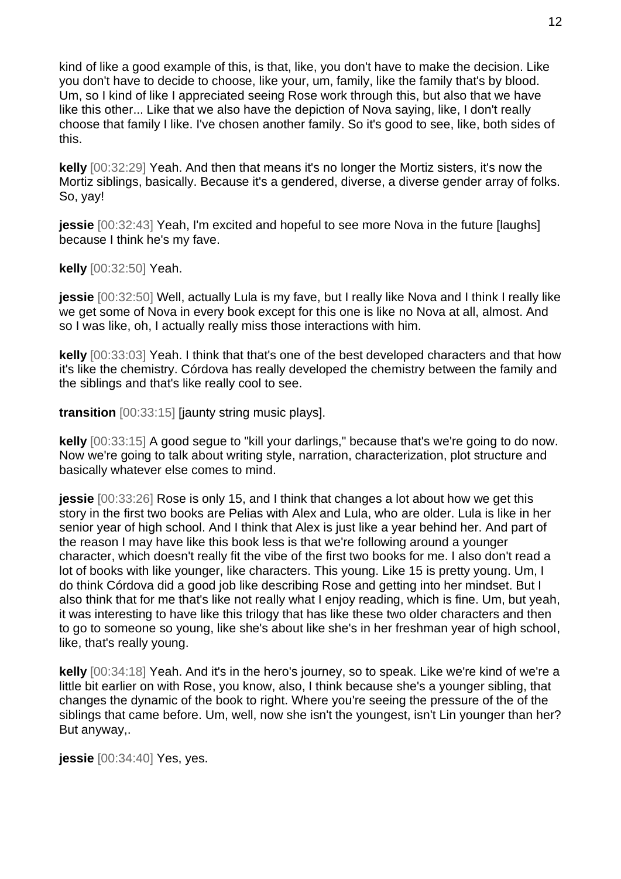kind of like a good example of this, is that, like, you don't have to make the decision. Like you don't have to decide to choose, like your, um, family, like the family that's by blood. Um, so I kind of like I appreciated seeing Rose work through this, but also that we have like this other... Like that we also have the depiction of Nova saying, like, I don't really choose that family I like. I've chosen another family. So it's good to see, like, both sides of this.

**kelly** [00:32:29] Yeah. And then that means it's no longer the Mortiz sisters, it's now the Mortiz siblings, basically. Because it's a gendered, diverse, a diverse gender array of folks. So, yay!

**jessie** [00:32:43] Yeah, I'm excited and hopeful to see more Nova in the future [laughs] because I think he's my fave.

**kelly** [00:32:50] Yeah.

**jessie** [00:32:50] Well, actually Lula is my fave, but I really like Nova and I think I really like we get some of Nova in every book except for this one is like no Nova at all, almost. And so I was like, oh, I actually really miss those interactions with him.

**kelly** [00:33:03] Yeah. I think that that's one of the best developed characters and that how it's like the chemistry. Córdova has really developed the chemistry between the family and the siblings and that's like really cool to see.

**transition** [00:33:15] [jaunty string music plays].

**kelly** [00:33:15] A good segue to "kill your darlings," because that's we're going to do now. Now we're going to talk about writing style, narration, characterization, plot structure and basically whatever else comes to mind.

**jessie** [00:33:26] Rose is only 15, and I think that changes a lot about how we get this story in the first two books are Pelias with Alex and Lula, who are older. Lula is like in her senior year of high school. And I think that Alex is just like a year behind her. And part of the reason I may have like this book less is that we're following around a younger character, which doesn't really fit the vibe of the first two books for me. I also don't read a lot of books with like younger, like characters. This young. Like 15 is pretty young. Um, I do think Córdova did a good job like describing Rose and getting into her mindset. But I also think that for me that's like not really what I enjoy reading, which is fine. Um, but yeah, it was interesting to have like this trilogy that has like these two older characters and then to go to someone so young, like she's about like she's in her freshman year of high school, like, that's really young.

**kelly** [00:34:18] Yeah. And it's in the hero's journey, so to speak. Like we're kind of we're a little bit earlier on with Rose, you know, also, I think because she's a younger sibling, that changes the dynamic of the book to right. Where you're seeing the pressure of the of the siblings that came before. Um, well, now she isn't the youngest, isn't Lin younger than her? But anyway,.

**jessie** [00:34:40] Yes, yes.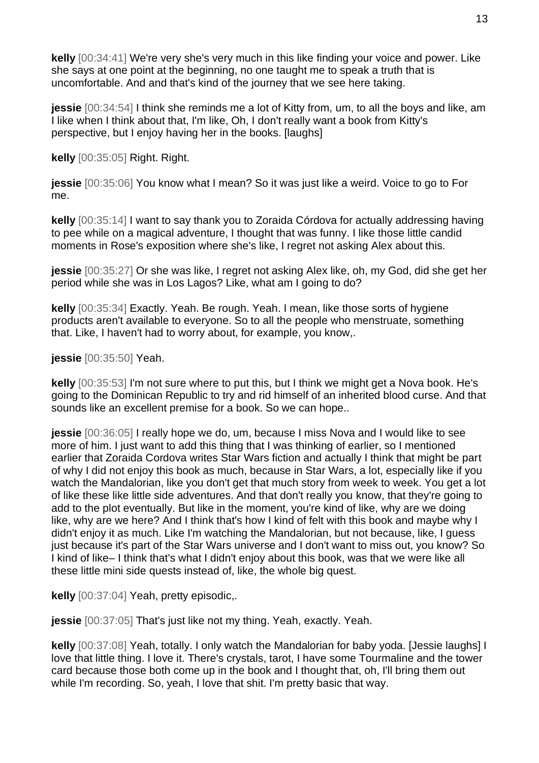**kelly** [00:34:41] We're very she's very much in this like finding your voice and power. Like she says at one point at the beginning, no one taught me to speak a truth that is uncomfortable. And and that's kind of the journey that we see here taking.

**jessie** [00:34:54] I think she reminds me a lot of Kitty from, um, to all the boys and like, am I like when I think about that, I'm like, Oh, I don't really want a book from Kitty's perspective, but I enjoy having her in the books. [laughs]

**kelly** [00:35:05] Right. Right.

**jessie** [00:35:06] You know what I mean? So it was just like a weird. Voice to go to For me.

**kelly** [00:35:14] I want to say thank you to Zoraida Córdova for actually addressing having to pee while on a magical adventure, I thought that was funny. I like those little candid moments in Rose's exposition where she's like, I regret not asking Alex about this.

**jessie** [00:35:27] Or she was like, I regret not asking Alex like, oh, my God, did she get her period while she was in Los Lagos? Like, what am I going to do?

**kelly** [00:35:34] Exactly. Yeah. Be rough. Yeah. I mean, like those sorts of hygiene products aren't available to everyone. So to all the people who menstruate, something that. Like, I haven't had to worry about, for example, you know,.

**jessie** [00:35:50] Yeah.

**kelly** [00:35:53] I'm not sure where to put this, but I think we might get a Nova book. He's going to the Dominican Republic to try and rid himself of an inherited blood curse. And that sounds like an excellent premise for a book. So we can hope..

**jessie** [00:36:05] I really hope we do, um, because I miss Nova and I would like to see more of him. I just want to add this thing that I was thinking of earlier, so I mentioned earlier that Zoraida Cordova writes Star Wars fiction and actually I think that might be part of why I did not enjoy this book as much, because in Star Wars, a lot, especially like if you watch the Mandalorian, like you don't get that much story from week to week. You get a lot of like these like little side adventures. And that don't really you know, that they're going to add to the plot eventually. But like in the moment, you're kind of like, why are we doing like, why are we here? And I think that's how I kind of felt with this book and maybe why I didn't enjoy it as much. Like I'm watching the Mandalorian, but not because, like, I guess just because it's part of the Star Wars universe and I don't want to miss out, you know? So I kind of like– I think that's what I didn't enjoy about this book, was that we were like all these little mini side quests instead of, like, the whole big quest.

**kelly** [00:37:04] Yeah, pretty episodic,.

**jessie** [00:37:05] That's just like not my thing. Yeah, exactly. Yeah.

**kelly** [00:37:08] Yeah, totally. I only watch the Mandalorian for baby yoda. [Jessie laughs] I love that little thing. I love it. There's crystals, tarot, I have some Tourmaline and the tower card because those both come up in the book and I thought that, oh, I'll bring them out while I'm recording. So, yeah, I love that shit. I'm pretty basic that way.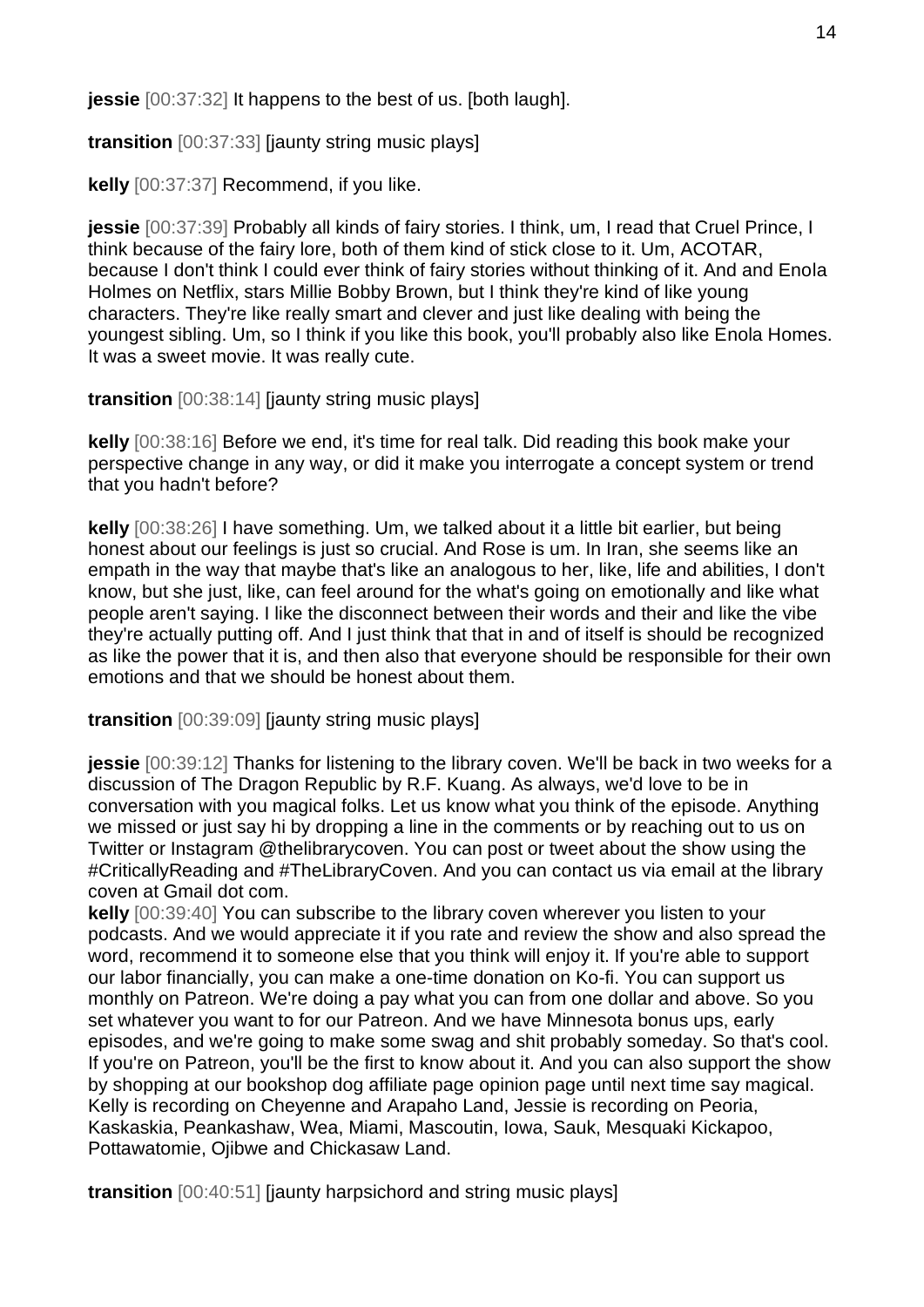**jessie** [00:37:32] It happens to the best of us. [both laugh].

**transition** [00:37:33] [jaunty string music plays]

**kelly** [00:37:37] Recommend, if you like.

**jessie** [00:37:39] Probably all kinds of fairy stories. I think, um, I read that Cruel Prince, I think because of the fairy lore, both of them kind of stick close to it. Um, ACOTAR, because I don't think I could ever think of fairy stories without thinking of it. And and Enola Holmes on Netflix, stars Millie Bobby Brown, but I think they're kind of like young characters. They're like really smart and clever and just like dealing with being the youngest sibling. Um, so I think if you like this book, you'll probably also like Enola Homes. It was a sweet movie. It was really cute.

**transition** [00:38:14] [jaunty string music plays]

**kelly** [00:38:16] Before we end, it's time for real talk. Did reading this book make your perspective change in any way, or did it make you interrogate a concept system or trend that you hadn't before?

**kelly** [00:38:26] I have something. Um, we talked about it a little bit earlier, but being honest about our feelings is just so crucial. And Rose is um. In Iran, she seems like an empath in the way that maybe that's like an analogous to her, like, life and abilities, I don't know, but she just, like, can feel around for the what's going on emotionally and like what people aren't saying. I like the disconnect between their words and their and like the vibe they're actually putting off. And I just think that that in and of itself is should be recognized as like the power that it is, and then also that everyone should be responsible for their own emotions and that we should be honest about them.

**transition** [00:39:09] [jaunty string music plays]

**jessie** [00:39:12] Thanks for listening to the library coven. We'll be back in two weeks for a discussion of The Dragon Republic by R.F. Kuang. As always, we'd love to be in conversation with you magical folks. Let us know what you think of the episode. Anything we missed or just say hi by dropping a line in the comments or by reaching out to us on Twitter or Instagram @thelibrarycoven. You can post or tweet about the show using the #CriticallyReading and #TheLibraryCoven. And you can contact us via email at the library coven at Gmail dot com.

**kelly** [00:39:40] You can subscribe to the library coven wherever you listen to your podcasts. And we would appreciate it if you rate and review the show and also spread the word, recommend it to someone else that you think will enjoy it. If you're able to support our labor financially, you can make a one-time donation on Ko-fi. You can support us monthly on Patreon. We're doing a pay what you can from one dollar and above. So you set whatever you want to for our Patreon. And we have Minnesota bonus ups, early episodes, and we're going to make some swag and shit probably someday. So that's cool. If you're on Patreon, you'll be the first to know about it. And you can also support the show by shopping at our bookshop dog affiliate page opinion page until next time say magical. Kelly is recording on Cheyenne and Arapaho Land, Jessie is recording on Peoria, Kaskaskia, Peankashaw, Wea, Miami, Mascoutin, Iowa, Sauk, Mesquaki Kickapoo, Pottawatomie, Ojibwe and Chickasaw Land.

**transition** [00:40:51] [jaunty harpsichord and string music plays]